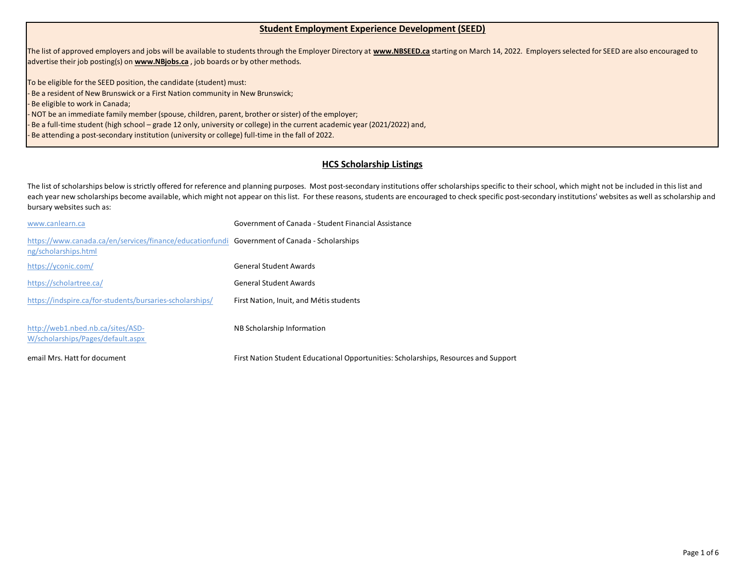## Student Employment Experience Development (SEED)

The list of approved employers and jobs will be available to students through the Employer Directory at **www.NBSEED.ca** starting on March 14, 2022. Employers selected for SEED are also encouraged to advertise their job posting(s) on **www.NBjobs.ca** , job boards or by other methods.

To be eligible for the SEED position, the candidate (student) must:

- Be a resident of New Brunswick or a First Nation community in New Brunswick;
- Be eligible to work in Canada;
- NOT be an immediate family member (spouse, children, parent, brother or sister) of the employer;
- Be a full-time student (high school – grade 12 only, university or college) in the current academic year (2021/2022) and,
- Be attending a post-secondary institution (university or college) full-time in the fall of 2022.

## HCS Scholarship Listings

The list of scholarships below is strictly offered for reference and planning purposes. Most post-secondary institutions offer scholarships specific to their school, which might not be included in this list and each year new scholarships become available, which might not appear on this list. For these reasons, students are encouraged to check specific post-secondary institutions' websites as well as scholarship and bursary websites such as:

| | |
|---|---|
| www.canlearn.ca | Government of Canada - Student Financial Assistance |
| https://www.canada.ca/en/services/finance/educationfunding/scholarships.html | Government of Canada - Scholarships |
| https://yconic.com/ | General Student Awards |
| https://scholartree.ca/ | General Student Awards |
| https://indspire.ca/for-students/bursaries-scholarships/ | First Nation, Inuit, and Métis students |
| http://web1.nbed.nb.ca/sites/ASD-W/scholarships/Pages/default.aspx | NB Scholarship Information |
| email Mrs. Hatt for document | First Nation Student Educational Opportunities: Scholarships, Resources and Support |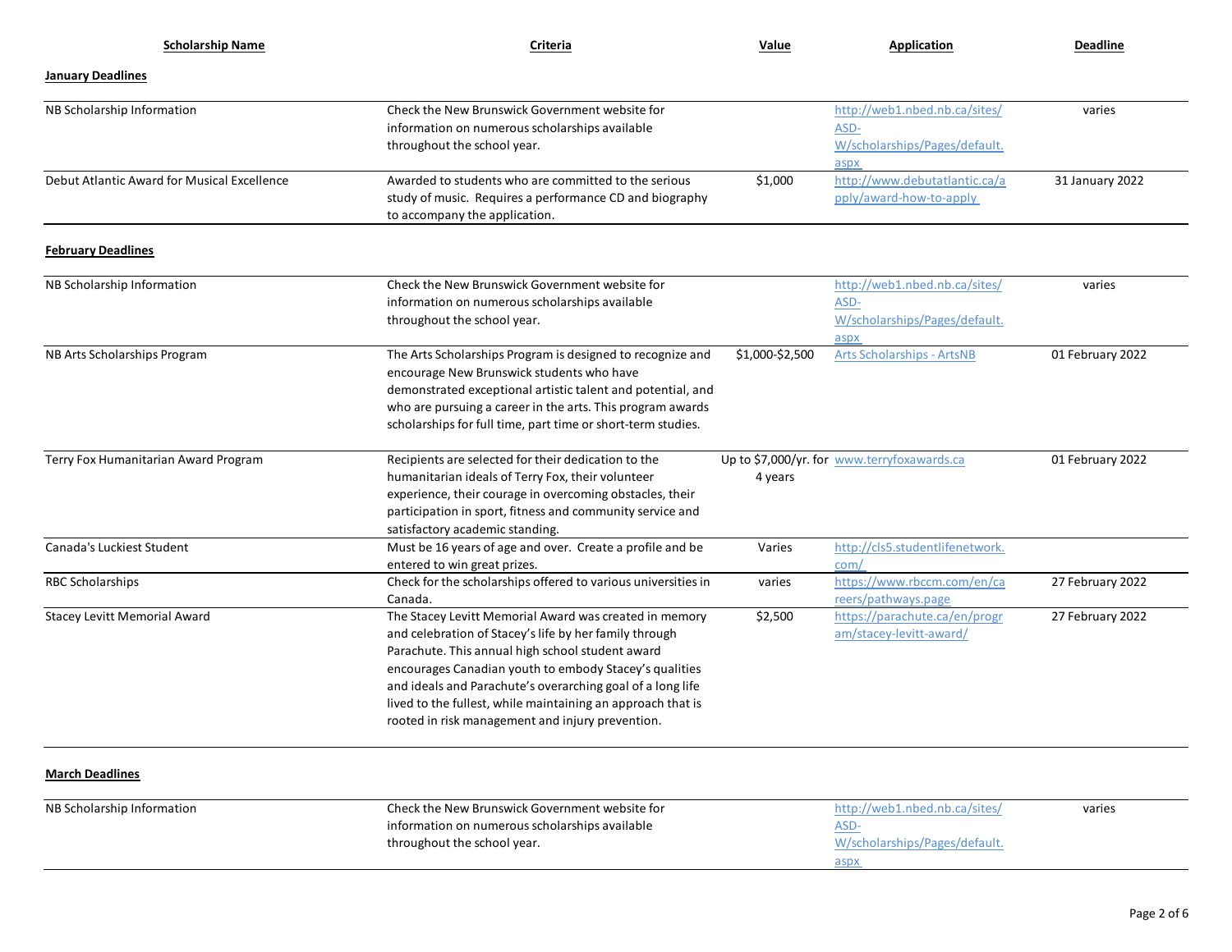| Scholarship Name | Criteria | Value | Application | Deadline |
|---|---|---|---|---|
| **January Deadlines** | | | | |
| NB Scholarship Information | Check the New Brunswick Government website for information on numerous scholarships available throughout the school year. | | http://web1.nbed.nb.ca/sites/ASD-W/scholarships/Pages/default.aspx | varies |
| Debut Atlantic Award for Musical Excellence | Awarded to students who are committed to the serious study of music. Requires a performance CD and biography to accompany the application. | $1,000 | http://www.debutatlantic.ca/apply/award-how-to-apply | 31 January 2022 |
| **February Deadlines** | | | | |
| NB Scholarship Information | Check the New Brunswick Government website for information on numerous scholarships available throughout the school year. | | http://web1.nbed.nb.ca/sites/ASD-W/scholarships/Pages/default.aspx | varies |
| NB Arts Scholarships Program | The Arts Scholarships Program is designed to recognize and encourage New Brunswick students who have demonstrated exceptional artistic talent and potential, and who are pursuing a career in the arts. This program awards scholarships for full time, part time or short-term studies. | $1,000-$2,500 | Arts Scholarships - ArtsNB | 01 February 2022 |
| Terry Fox Humanitarian Award Program | Recipients are selected for their dedication to the humanitarian ideals of Terry Fox, their volunteer experience, their courage in overcoming obstacles, their participation in sport, fitness and community service and satisfactory academic standing. | Up to $7,000/yr. for 4 years | www.terryfoxawards.ca | 01 February 2022 |
| Canada's Luckiest Student | Must be 16 years of age and over. Create a profile and be entered to win great prizes. | Varies | http://cls5.studentlifenetwork.com/ | |
| RBC Scholarships | Check for the scholarships offered to various universities in Canada. | varies | https://www.rbccm.com/en/careers/pathways.page | 27 February 2022 |
| Stacey Levitt Memorial Award | The Stacey Levitt Memorial Award was created in memory and celebration of Stacey's life by her family through Parachute. This annual high school student award encourages Canadian youth to embody Stacey's qualities and ideals and Parachute's overarching goal of a long life lived to the fullest, while maintaining an approach that is rooted in risk management and injury prevention. | $2,500 | https://parachute.ca/en/program/stacey-levitt-award/ | 27 February 2022 |
| **March Deadlines** | | | | |
| NB Scholarship Information | Check the New Brunswick Government website for information on numerous scholarships available throughout the school year. | | http://web1.nbed.nb.ca/sites/ASD-W/scholarships/Pages/default.aspx | varies |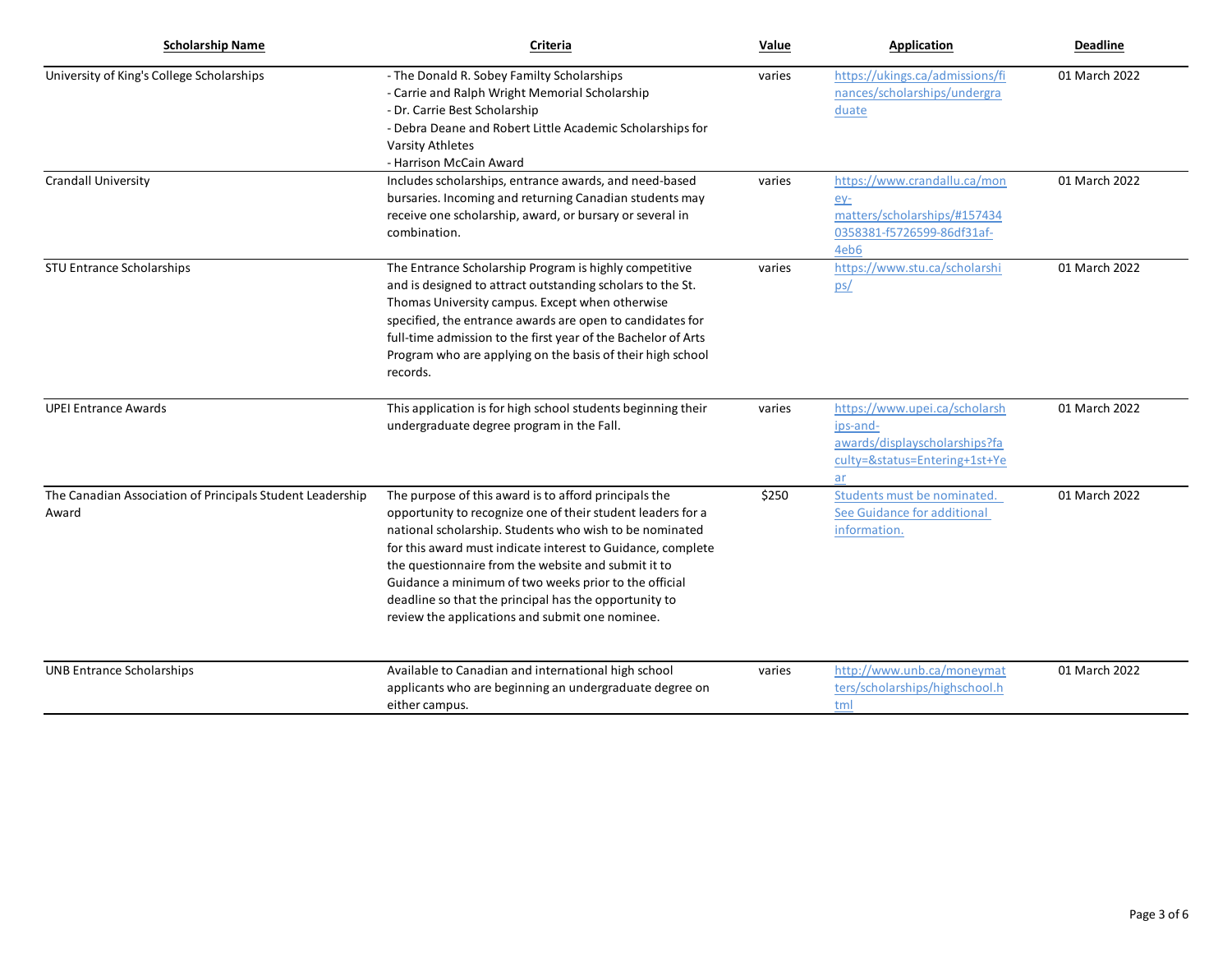| Scholarship Name | Criteria | Value | Application | Deadline |
| --- | --- | --- | --- | --- |
| University of King's College Scholarships | - The Donald R. Sobey Familty Scholarships<br>- Carrie and Ralph Wright Memorial Scholarship<br>- Dr. Carrie Best Scholarship<br>- Debra Deane and Robert Little Academic Scholarships for Varsity Athletes<br>- Harrison McCain Award | varies | https://ukings.ca/admissions/finances/scholarships/undergraduate | 01 March 2022 |
| Crandall University | Includes scholarships, entrance awards, and need-based bursaries. Incoming and returning Canadian students may receive one scholarship, award, or bursary or several in combination. | varies | https://www.crandallu.ca/money-matters/scholarships/#1574340358381-f5726599-86df31af-4eb6 | 01 March 2022 |
| STU Entrance Scholarships | The Entrance Scholarship Program is highly competitive and is designed to attract outstanding scholars to the St. Thomas University campus. Except when otherwise specified, the entrance awards are open to candidates for full-time admission to the first year of the Bachelor of Arts Program who are applying on the basis of their high school records. | varies | https://www.stu.ca/scholarships/ | 01 March 2022 |
| UPEI Entrance Awards | This application is for high school students beginning their undergraduate degree program in the Fall. | varies | https://www.upei.ca/scholarships-and-awards/displayscholarships?faculty=&status=Entering+1st+Year | 01 March 2022 |
| The Canadian Association of Principals Student Leadership Award | The purpose of this award is to afford principals the opportunity to recognize one of their student leaders for a national scholarship. Students who wish to be nominated for this award must indicate interest to Guidance, complete the questionnaire from the website and submit it to Guidance a minimum of two weeks prior to the official deadline so that the principal has the opportunity to review the applications and submit one nominee. | $250 | Students must be nominated. See Guidance for additional information. | 01 March 2022 |
| UNB Entrance Scholarships | Available to Canadian and international high school applicants who are beginning an undergraduate degree on either campus. | varies | http://www.unb.ca/moneymatters/scholarships/highschool.html | 01 March 2022 |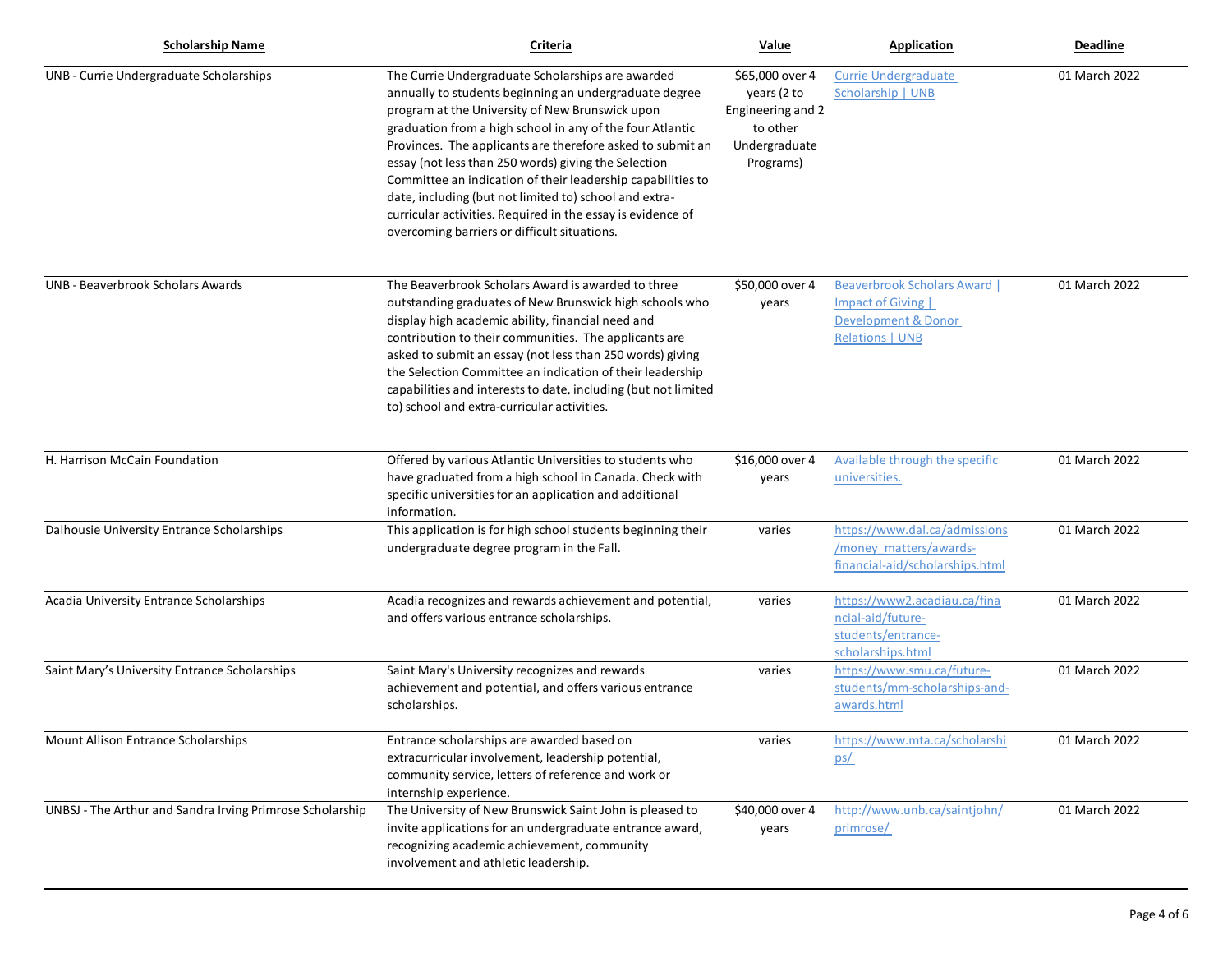| Scholarship Name | Criteria | Value | Application | Deadline |
|---|---|---|---|---|
| UNB - Currie Undergraduate Scholarships | The Currie Undergraduate Scholarships are awarded annually to students beginning an undergraduate degree program at the University of New Brunswick upon graduation from a high school in any of the four Atlantic Provinces. The applicants are therefore asked to submit an essay (not less than 250 words) giving the Selection Committee an indication of their leadership capabilities to date, including (but not limited to) school and extra-curricular activities. Required in the essay is evidence of overcoming barriers or difficult situations. | $65,000 over 4 years (2 to Engineering and 2 to other Undergraduate Programs) | Currie Undergraduate Scholarship \| UNB | 01 March 2022 |
| UNB - Beaverbrook Scholars Awards | The Beaverbrook Scholars Award is awarded to three outstanding graduates of New Brunswick high schools who display high academic ability, financial need and contribution to their communities. The applicants are asked to submit an essay (not less than 250 words) giving the Selection Committee an indication of their leadership capabilities and interests to date, including (but not limited to) school and extra-curricular activities. | $50,000 over 4 years | Beaverbrook Scholars Award \| Impact of Giving \| Development & Donor Relations \| UNB | 01 March 2022 |
| H. Harrison McCain Foundation | Offered by various Atlantic Universities to students who have graduated from a high school in Canada. Check with specific universities for an application and additional information. | $16,000 over 4 years | Available through the specific universities. | 01 March 2022 |
| Dalhousie University Entrance Scholarships | This application is for high school students beginning their undergraduate degree program in the Fall. | varies | https://www.dal.ca/admissions/money_matters/awards-financial-aid/scholarships.html | 01 March 2022 |
| Acadia University Entrance Scholarships | Acadia recognizes and rewards achievement and potential, and offers various entrance scholarships. | varies | https://www2.acadiau.ca/financial-aid/future-students/entrance-scholarships.html | 01 March 2022 |
| Saint Mary's University Entrance Scholarships | Saint Mary's University recognizes and rewards achievement and potential, and offers various entrance scholarships. | varies | https://www.smu.ca/future-students/mm-scholarships-and-awards.html | 01 March 2022 |
| Mount Allison Entrance Scholarships | Entrance scholarships are awarded based on extracurricular involvement, leadership potential, community service, letters of reference and work or internship experience. | varies | https://www.mta.ca/scholarships/ | 01 March 2022 |
| UNBSJ - The Arthur and Sandra Irving Primrose Scholarship | The University of New Brunswick Saint John is pleased to invite applications for an undergraduate entrance award, recognizing academic achievement, community involvement and athletic leadership. | $40,000 over 4 years | http://www.unb.ca/saintjohn/primrose/ | 01 March 2022 |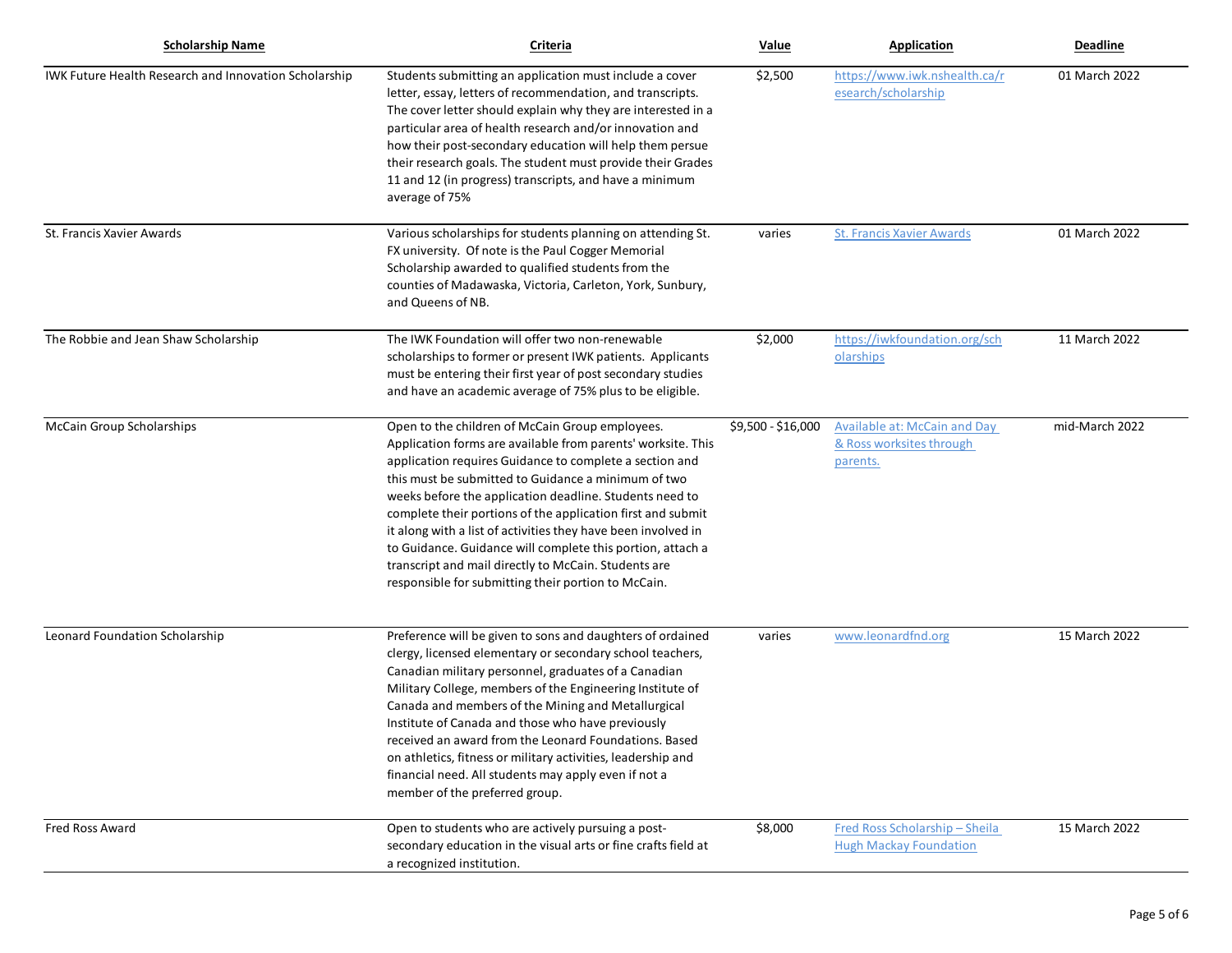| Scholarship Name | Criteria | Value | Application | Deadline |
|---|---|---|---|---|
| IWK Future Health Research and Innovation Scholarship | Students submitting an application must include a cover letter, essay, letters of recommendation, and transcripts. The cover letter should explain why they are interested in a particular area of health research and/or innovation and how their post-secondary education will help them persue their research goals. The student must provide their Grades 11 and 12 (in progress) transcripts, and have a minimum average of 75% | $2,500 | https://www.iwk.nshealth.ca/research/scholarship | 01 March 2022 |
| St. Francis Xavier Awards | Various scholarships for students planning on attending St. FX university. Of note is the Paul Cogger Memorial Scholarship awarded to qualified students from the counties of Madawaska, Victoria, Carleton, York, Sunbury, and Queens of NB. | varies | St. Francis Xavier Awards | 01 March 2022 |
| The Robbie and Jean Shaw Scholarship | The IWK Foundation will offer two non-renewable scholarships to former or present IWK patients. Applicants must be entering their first year of post secondary studies and have an academic average of 75% plus to be eligible. | $2,000 | https://iwkfoundation.org/scholarships | 11 March 2022 |
| McCain Group Scholarships | Open to the children of McCain Group employees. Application forms are available from parents' worksite. This application requires Guidance to complete a section and this must be submitted to Guidance a minimum of two weeks before the application deadline. Students need to complete their portions of the application first and submit it along with a list of activities they have been involved in to Guidance. Guidance will complete this portion, attach a transcript and mail directly to McCain. Students are responsible for submitting their portion to McCain. | $9,500 - $16,000 | Available at: McCain and Day & Ross worksites through parents. | mid-March 2022 |
| Leonard Foundation Scholarship | Preference will be given to sons and daughters of ordained clergy, licensed elementary or secondary school teachers, Canadian military personnel, graduates of a Canadian Military College, members of the Engineering Institute of Canada and members of the Mining and Metallurgical Institute of Canada and those who have previously received an award from the Leonard Foundations. Based on athletics, fitness or military activities, leadership and financial need. All students may apply even if not a member of the preferred group. | varies | www.leonardfnd.org | 15 March 2022 |
| Fred Ross Award | Open to students who are actively pursuing a post-secondary education in the visual arts or fine crafts field at a recognized institution. | $8,000 | Fred Ross Scholarship – Sheila Hugh Mackay Foundation | 15 March 2022 |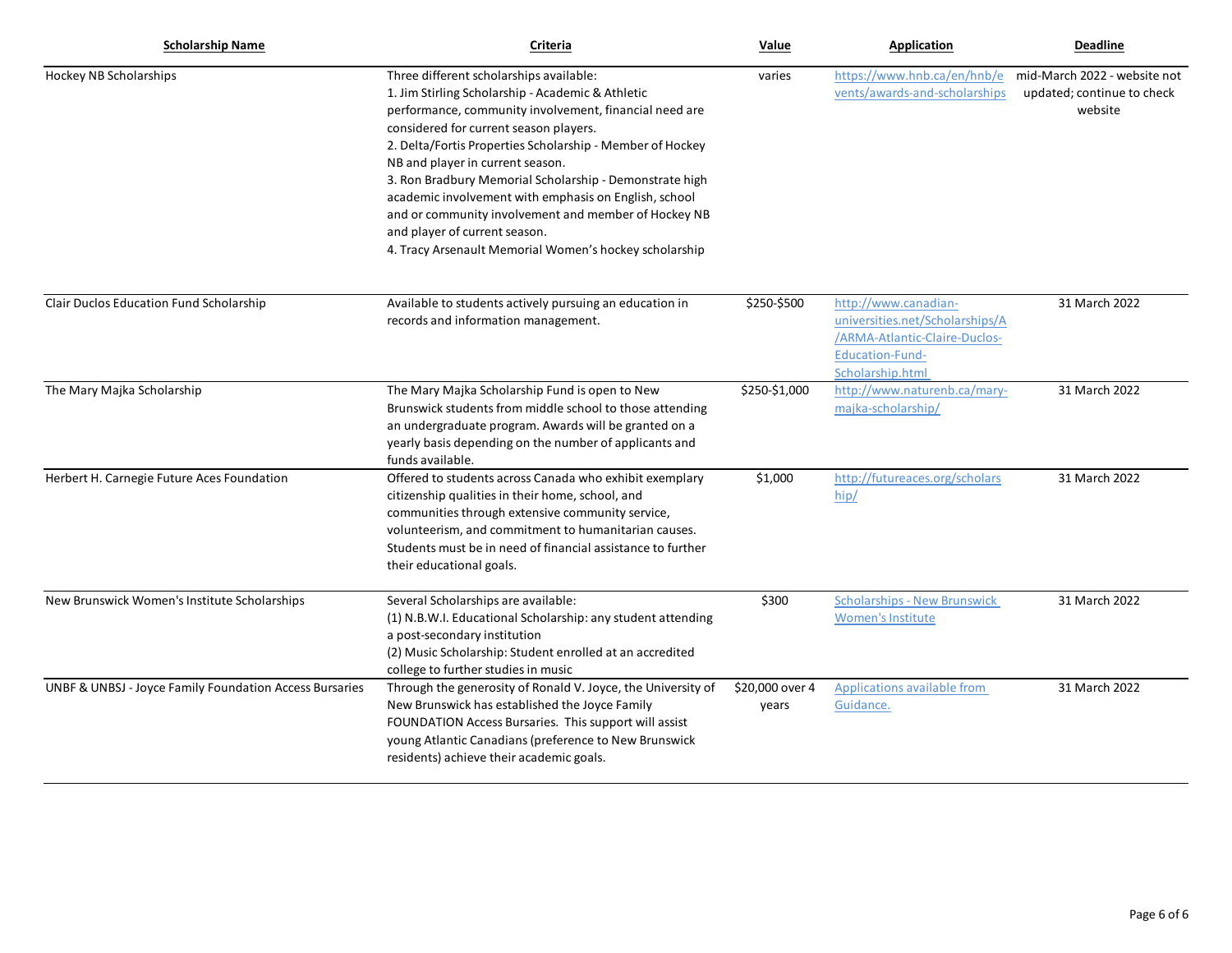| Scholarship Name | Criteria | Value | Application | Deadline |
|---|---|---|---|---|
| Hockey NB Scholarships | Three different scholarships available:<br>1. Jim Stirling Scholarship - Academic & Athletic performance, community involvement, financial need are considered for current season players.<br>2. Delta/Fortis Properties Scholarship - Member of Hockey NB and player in current season.<br>3. Ron Bradbury Memorial Scholarship - Demonstrate high academic involvement with emphasis on English, school and or community involvement and member of Hockey NB and player of current season.<br>4. Tracy Arsenault Memorial Women's hockey scholarship | varies | https://www.hnb.ca/en/hnb/events/awards-and-scholarships | mid-March 2022 - website not updated; continue to check website |
| Clair Duclos Education Fund Scholarship | Available to students actively pursuing an education in records and information management. | $250-$500 | http://www.canadian-universities.net/Scholarships/A/ARMA-Atlantic-Claire-Duclos-Education-Fund-Scholarship.html | 31 March 2022 |
| The Mary Majka Scholarship | The Mary Majka Scholarship Fund is open to New Brunswick students from middle school to those attending an undergraduate program. Awards will be granted on a yearly basis depending on the number of applicants and funds available. | $250-$1,000 | http://www.naturenb.ca/mary-majka-scholarship/ | 31 March 2022 |
| Herbert H. Carnegie Future Aces Foundation | Offered to students across Canada who exhibit exemplary citizenship qualities in their home, school, and communities through extensive community service, volunteerism, and commitment to humanitarian causes. Students must be in need of financial assistance to further their educational goals. | $1,000 | http://futureaces.org/scholarship/ | 31 March 2022 |
| New Brunswick Women's Institute Scholarships | Several Scholarships are available:<br>(1) N.B.W.I. Educational Scholarship: any student attending a post-secondary institution<br>(2) Music Scholarship: Student enrolled at an accredited college to further studies in music | $300 | Scholarships - New Brunswick Women's Institute | 31 March 2022 |
| UNBF & UNBSJ - Joyce Family Foundation Access Bursaries | Through the generosity of Ronald V. Joyce, the University of New Brunswick has established the Joyce Family FOUNDATION Access Bursaries. This support will assist young Atlantic Canadians (preference to New Brunswick residents) achieve their academic goals. | $20,000 over 4 years | Applications available from Guidance. | 31 March 2022 |